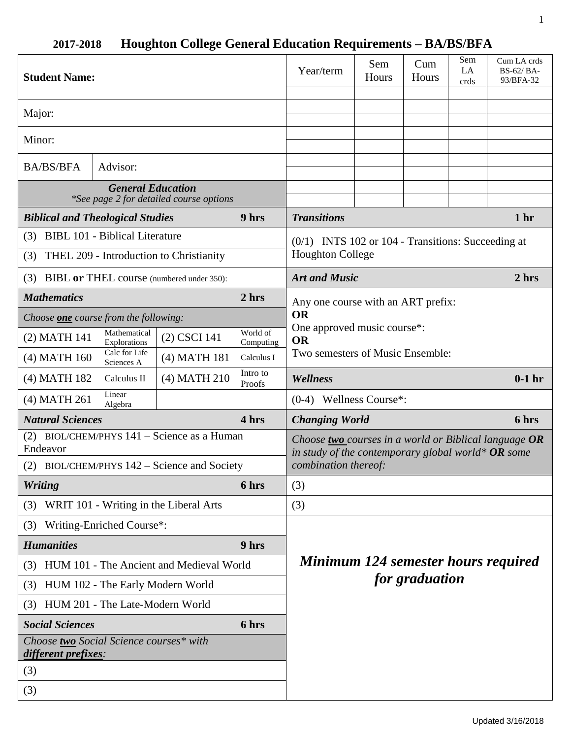# 2017-2018 Houghton College General Education Requirements – BA/BS/BFA

| | | | | | | | | |
|---|---|---|---|---|---|---|---|---|
| **Student Name:** | | | Year/term | Sem Hours | Cum Hours | Sem LA crds | Cum LA crds BS-62/ BA-93/BFA-32 |
| | | | | | | | |
| Major: | | | | | | | |
| | | | | | | | |
| Minor: | | | | | | | |
| | | | | | | | |
| BA/BS/BFA | Advisor: | | | | | | |
| | | | | | | | |
| ***General Education*** *\*See page 2 for detailed course options* | | | | | | | |

| | |
|---|---|
| ***Biblical and Theological Studies*** **9 hrs** | ***Transitions*** **1 hr** |
| (3) BIBL 101 - Biblical Literature | (0/1) INTS 102 or 104 - Transitions: Succeeding at Houghton College |
| (3) THEL 209 - Introduction to Christianity | |
| (3) BIBL **or** THEL course (numbered under 350): | ***Art and Music*** **2 hrs** |

***Mathematics*** **2 hrs**

*Choose **one** course from the following:*

| | | | |
|---|---|---|---|
| (2) MATH 141 | Mathematical Explorations | (2) CSCI 141 | World of Computing |
| (4) MATH 160 | Calc for Life Sciences A | (4) MATH 181 | Calculus I |
| (4) MATH 182 | Calculus II | (4) MATH 210 | Intro to Proofs |
| (4) MATH 261 | Linear Algebra | | |

***Art and Music*** **2 hrs**

Any one course with an ART prefix:
**OR**
One approved music course*:
**OR**
Two semesters of Music Ensemble:

***Wellness*** **0-1 hr**

(0-4) Wellness Course*:

***Natural Sciences*** **4 hrs**

(2) BIOL/CHEM/PHYS 141 – Science as a Human Endeavor

(2) BIOL/CHEM/PHYS 142 – Science and Society

***Changing World*** **6 hrs**

*Choose **two** courses in a world or Biblical language **OR** in study of the contemporary global world\* **OR** some combination thereof:*

(3)

(3)

***Writing*** **6 hrs**

(3) WRIT 101 - Writing in the Liberal Arts

(3) Writing-Enriched Course*:

***Humanities*** **9 hrs**

(3) HUM 101 - The Ancient and Medieval World

(3) HUM 102 - The Early Modern World

(3) HUM 201 - The Late-Modern World

***Social Sciences*** **6 hrs**

*Choose **two** Social Science courses\* with **different prefixes**:*

(3)

(3)

***Minimum 124 semester hours required for graduation***

Updated 3/16/2018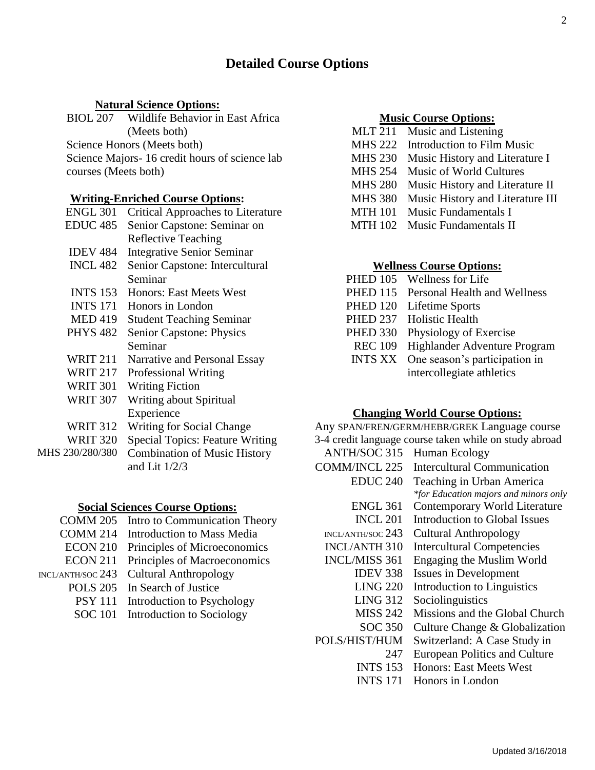# Detailed Course Options

### Natural Science Options:

| | |
|---|---|
| BIOL 207 | Wildlife Behavior in East Africa (Meets both) |

Science Honors (Meets both)
Science Majors- 16 credit hours of science lab courses (Meets both)

### Writing-Enriched Course Options:

| | |
|---|---|
| ENGL 301 | Critical Approaches to Literature |
| EDUC 485 | Senior Capstone: Seminar on Reflective Teaching |
| IDEV 484 | Integrative Senior Seminar |
| INCL 482 | Senior Capstone: Intercultural Seminar |
| INTS 153 | Honors: East Meets West |
| INTS 171 | Honors in London |
| MED 419 | Student Teaching Seminar |
| PHYS 482 | Senior Capstone: Physics Seminar |
| WRIT 211 | Narrative and Personal Essay |
| WRIT 217 | Professional Writing |
| WRIT 301 | Writing Fiction |
| WRIT 307 | Writing about Spiritual Experience |
| WRIT 312 | Writing for Social Change |
| WRIT 320 | Special Topics: Feature Writing |
| MHS 230/280/380 | Combination of Music History and Lit 1/2/3 |

### Social Sciences Course Options:

| | |
|---|---|
| COMM 205 | Intro to Communication Theory |
| COMM 214 | Introduction to Mass Media |
| ECON 210 | Principles of Microeconomics |
| ECON 211 | Principles of Macroeconomics |
| INCL/ANTH/SOC 243 | Cultural Anthropology |
| POLS 205 | In Search of Justice |
| PSY 111 | Introduction to Psychology |
| SOC 101 | Introduction to Sociology |

### Music Course Options:

| | |
|---|---|
| MLT 211 | Music and Listening |
| MHS 222 | Introduction to Film Music |
| MHS 230 | Music History and Literature I |
| MHS 254 | Music of World Cultures |
| MHS 280 | Music History and Literature II |
| MHS 380 | Music History and Literature III |
| MTH 101 | Music Fundamentals I |
| MTH 102 | Music Fundamentals II |

### Wellness Course Options:

| | |
|---|---|
| PHED 105 | Wellness for Life |
| PHED 115 | Personal Health and Wellness |
| PHED 120 | Lifetime Sports |
| PHED 237 | Holistic Health |
| PHED 330 | Physiology of Exercise |
| REC 109 | Highlander Adventure Program |
| INTS XX | One season's participation in intercollegiate athletics |

### Changing World Course Options:

Any SPAN/FREN/GERM/HEBR/GREK Language course
3-4 credit language course taken while on study abroad

| | |
|---|---|
| ANTH/SOC 315 | Human Ecology |
| COMM/INCL 225 | Intercultural Communication |
| EDUC 240 | Teaching in Urban America *\*for Education majors and minors only* |
| ENGL 361 | Contemporary World Literature |
| INCL 201 | Introduction to Global Issues |
| INCL/ANTH/SOC 243 | Cultural Anthropology |
| INCL/ANTH 310 | Intercultural Competencies |
| INCL/MISS 361 | Engaging the Muslim World |
| IDEV 338 | Issues in Development |
| LING 220 | Introduction to Linguistics |
| LING 312 | Sociolinguistics |
| MISS 242 | Missions and the Global Church |
| SOC 350 | Culture Change & Globalization |
| POLS/HIST/HUM 247 | Switzerland: A Case Study in European Politics and Culture |
| INTS 153 | Honors: East Meets West |
| INTS 171 | Honors in London |

Updated 3/16/2018